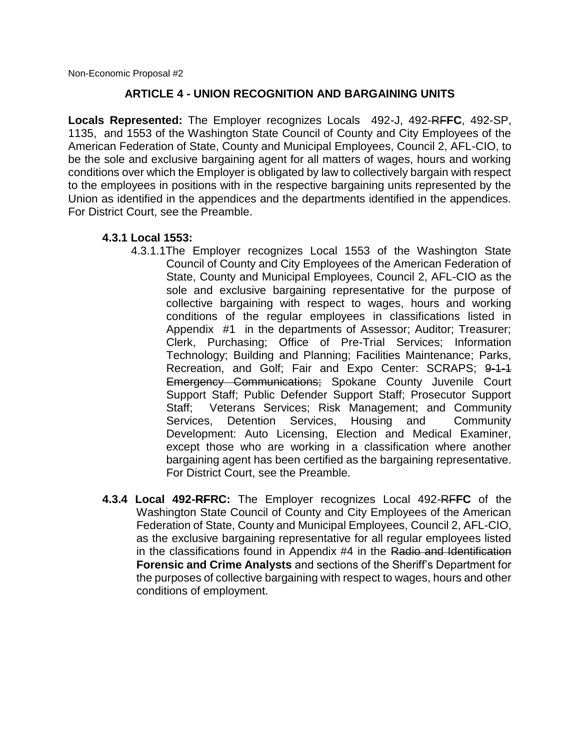Non-Economic Proposal #2

### ARTICLE 4 - UNION RECOGNITION AND BARGAINING UNITS

**Locals Represented:** The Employer recognizes Locals 492-J, 492-~~RF~~**FC**, 492-SP, 1135, and 1553 of the Washington State Council of County and City Employees of the American Federation of State, County and Municipal Employees, Council 2, AFL-CIO, to be the sole and exclusive bargaining agent for all matters of wages, hours and working conditions over which the Employer is obligated by law to collectively bargain with respect to the employees in positions with in the respective bargaining units represented by the Union as identified in the appendices and the departments identified in the appendices. For District Court, see the Preamble.

**4.3.1 Local 1553:**

4.3.1.1 The Employer recognizes Local 1553 of the Washington State Council of County and City Employees of the American Federation of State, County and Municipal Employees, Council 2, AFL-CIO as the sole and exclusive bargaining representative for the purpose of collective bargaining with respect to wages, hours and working conditions of the regular employees in classifications listed in Appendix #1 in the departments of Assessor; Auditor; Treasurer; Clerk, Purchasing; Office of Pre-Trial Services; Information Technology; Building and Planning; Facilities Maintenance; Parks, Recreation, and Golf; Fair and Expo Center: SCRAPS; ~~9-1-1 Emergency Communications;~~ Spokane County Juvenile Court Support Staff; Public Defender Support Staff; Prosecutor Support Staff; Veterans Services; Risk Management; and Community Services, Detention Services, Housing and Community Development: Auto Licensing, Election and Medical Examiner, except those who are working in a classification where another bargaining agent has been certified as the bargaining representative. For District Court, see the Preamble.

**4.3.4 Local 492-~~RF~~RC:** The Employer recognizes Local 492-~~RF~~**FC** of the Washington State Council of County and City Employees of the American Federation of State, County and Municipal Employees, Council 2, AFL-CIO, as the exclusive bargaining representative for all regular employees listed in the classifications found in Appendix #4 in the ~~Radio and Identification~~ **Forensic and Crime Analysts** and sections of the Sheriff's Department for the purposes of collective bargaining with respect to wages, hours and other conditions of employment.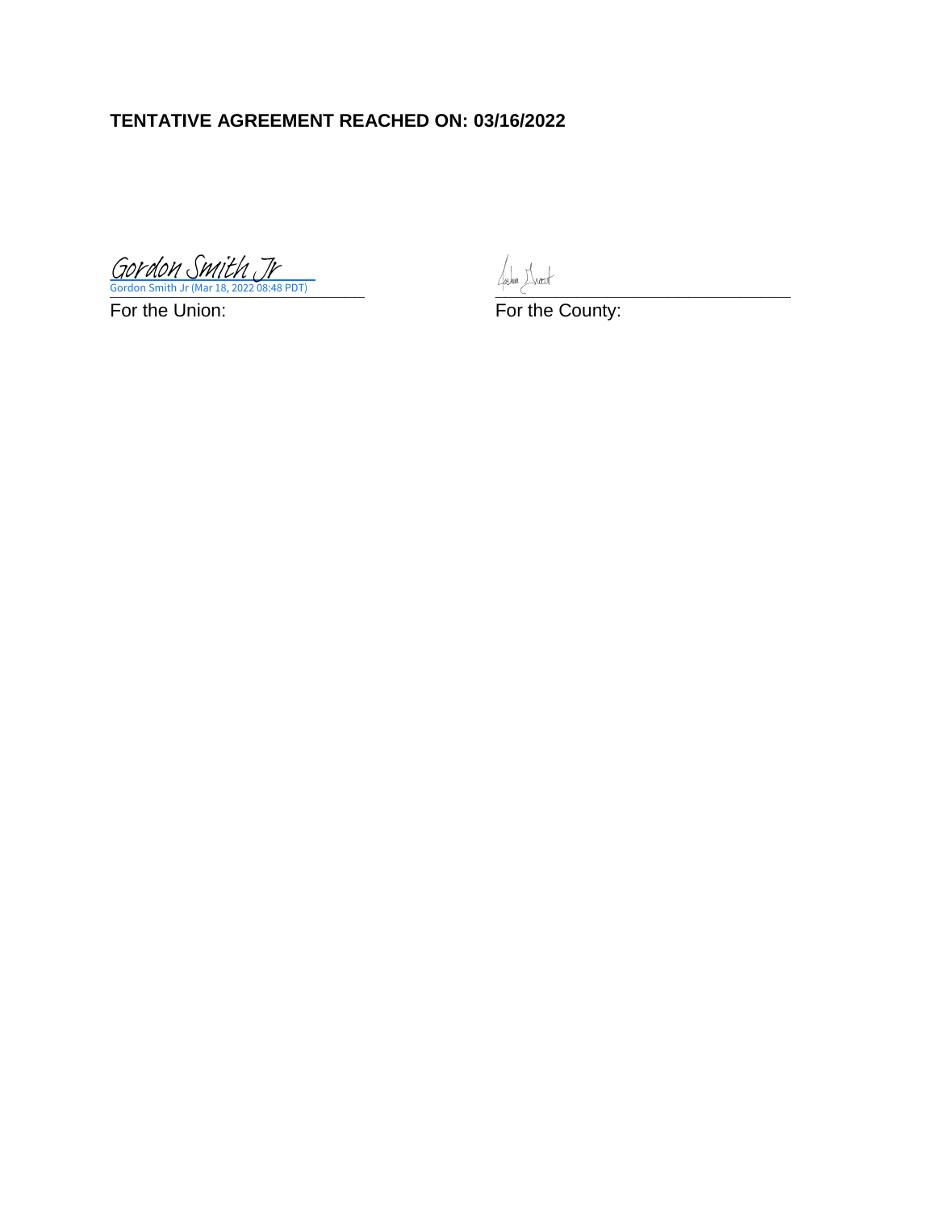**TENTATIVE AGREEMENT REACHED ON: 03/16/2022**

Gordon Smith Jr
Gordon Smith Jr (Mar 18, 2022 08:48 PDT)

For the Union:

For the County: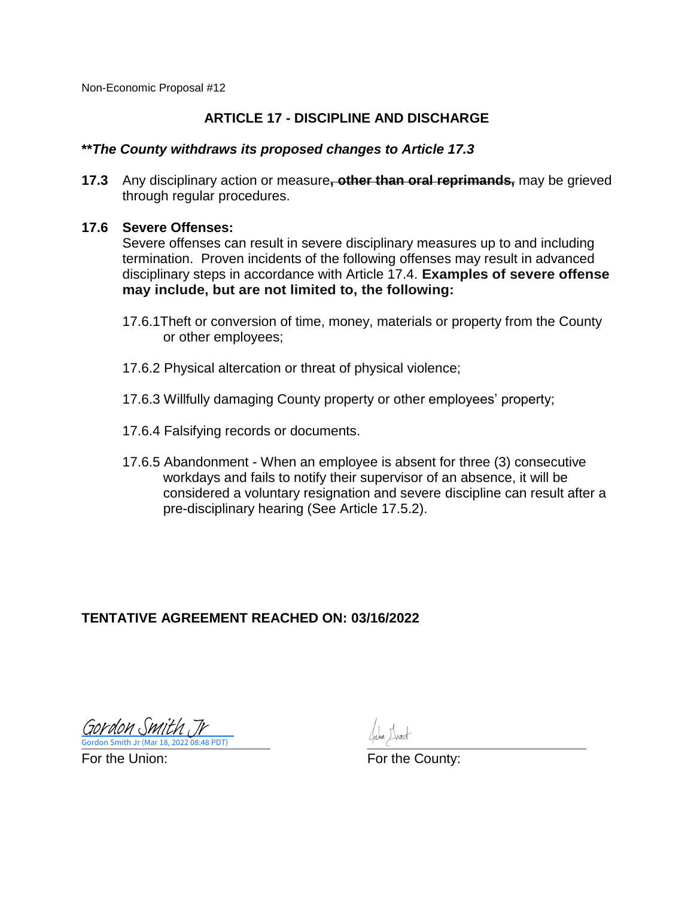Non-Economic Proposal #12

## ARTICLE 17 - DISCIPLINE AND DISCHARGE

***\*The County withdraws its proposed changes to Article 17.3***

**17.3** Any disciplinary action or measure~~**, other than oral reprimands,**~~ may be grieved through regular procedures.

**17.6 Severe Offenses:**

Severe offenses can result in severe disciplinary measures up to and including termination. Proven incidents of the following offenses may result in advanced disciplinary steps in accordance with Article 17.4. **Examples of severe offense may include, but are not limited to, the following:**

17.6.1 Theft or conversion of time, money, materials or property from the County or other employees;

17.6.2 Physical altercation or threat of physical violence;

17.6.3 Willfully damaging County property or other employees' property;

17.6.4 Falsifying records or documents.

17.6.5 Abandonment - When an employee is absent for three (3) consecutive workdays and fails to notify their supervisor of an absence, it will be considered a voluntary resignation and severe discipline can result after a pre-disciplinary hearing (See Article 17.5.2).

**TENTATIVE AGREEMENT REACHED ON: 03/16/2022**

Gordon Smith Jr
Gordon Smith Jr (Mar 18, 2022 08:48 PDT)

For the Union:

For the County: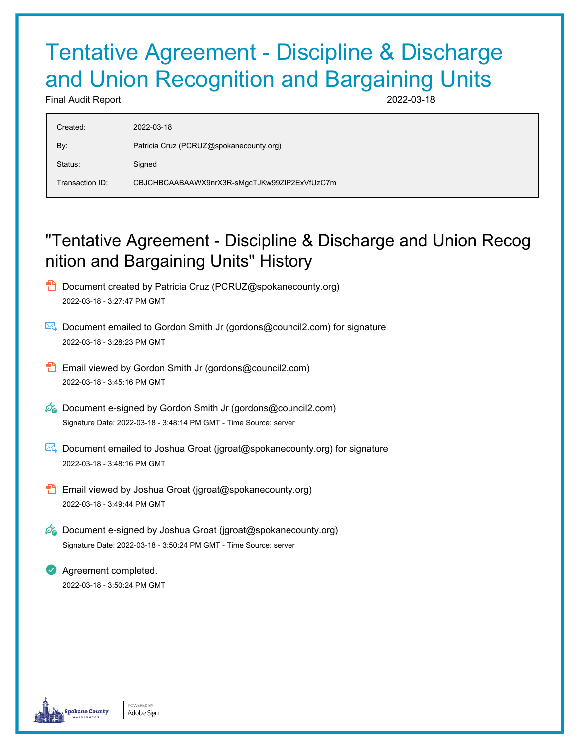# Tentative Agreement - Discipline & Discharge and Union Recognition and Bargaining Units

Final Audit Report 2022-03-18

| | |
|---|---|
| Created: | 2022-03-18 |
| By: | Patricia Cruz (PCRUZ@spokanecounty.org) |
| Status: | Signed |
| Transaction ID: | CBJCHBCAABAAWX9nrX3R-sMgcTJKw99ZlP2ExVfUzC7m |

## "Tentative Agreement - Discipline & Discharge and Union Recognition and Bargaining Units" History

- Document created by Patricia Cruz (PCRUZ@spokanecounty.org)
  2022-03-18 - 3:27:47 PM GMT

- Document emailed to Gordon Smith Jr (gordons@council2.com) for signature
  2022-03-18 - 3:28:23 PM GMT

- Email viewed by Gordon Smith Jr (gordons@council2.com)
  2022-03-18 - 3:45:16 PM GMT

- Document e-signed by Gordon Smith Jr (gordons@council2.com)
  Signature Date: 2022-03-18 - 3:48:14 PM GMT - Time Source: server

- Document emailed to Joshua Groat (jgroat@spokanecounty.org) for signature
  2022-03-18 - 3:48:16 PM GMT

- Email viewed by Joshua Groat (jgroat@spokanecounty.org)
  2022-03-18 - 3:49:44 PM GMT

- Document e-signed by Joshua Groat (jgroat@spokanecounty.org)
  Signature Date: 2022-03-18 - 3:50:24 PM GMT - Time Source: server

- Agreement completed.
  2022-03-18 - 3:50:24 PM GMT

Spokane County WASHINGTON | POWERED BY Adobe Sign